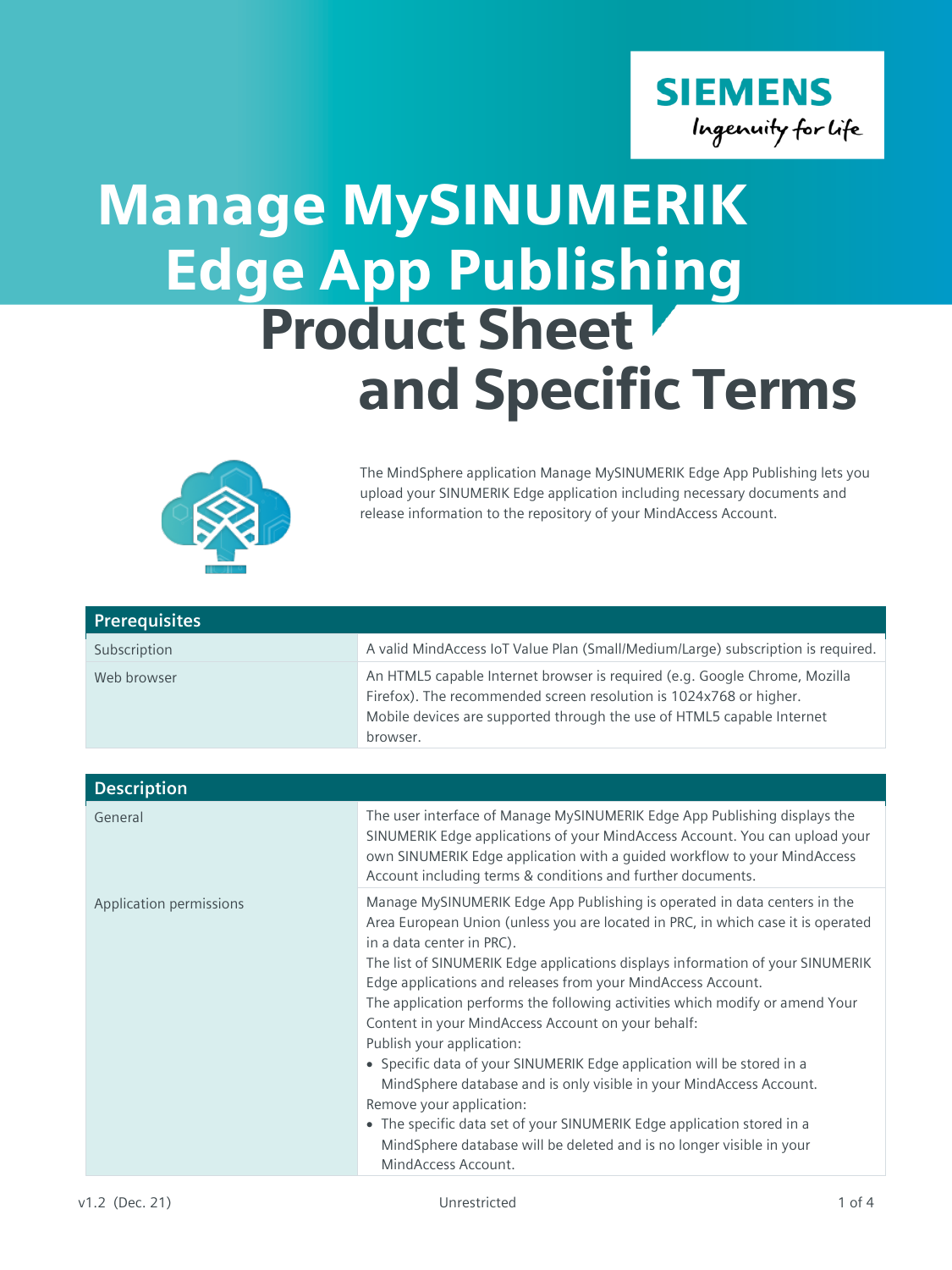# Manage MySINUMERIK Edge App Publishing Product Sheet and Specific Terms

The MindSphere application Manage MySINUMERIK Edge App Publishing lets you upload your SINUMERIK Edge application including necessary documents and release information to the repository of your MindAccess Account.

| Prerequisites | |
|---|---|
| Subscription | A valid MindAccess IoT Value Plan (Small/Medium/Large) subscription is required. |
| Web browser | An HTML5 capable Internet browser is required (e.g. Google Chrome, Mozilla Firefox). The recommended screen resolution is 1024x768 or higher. Mobile devices are supported through the use of HTML5 capable Internet browser. |

| Description | |
|---|---|
| General | The user interface of Manage MySINUMERIK Edge App Publishing displays the SINUMERIK Edge applications of your MindAccess Account. You can upload your own SINUMERIK Edge application with a guided workflow to your MindAccess Account including terms & conditions and further documents. |
| Application permissions | Manage MySINUMERIK Edge App Publishing is operated in data centers in the Area European Union (unless you are located in PRC, in which case it is operated in a data center in PRC).<br>The list of SINUMERIK Edge applications displays information of your SINUMERIK Edge applications and releases from your MindAccess Account.<br>The application performs the following activities which modify or amend Your Content in your MindAccess Account on your behalf:<br>Publish your application:<br>• Specific data of your SINUMERIK Edge application will be stored in a MindSphere database and is only visible in your MindAccess Account.<br>Remove your application:<br>• The specific data set of your SINUMERIK Edge application stored in a MindSphere database will be deleted and is no longer visible in your MindAccess Account. |

v1.2 (Dec. 21) Unrestricted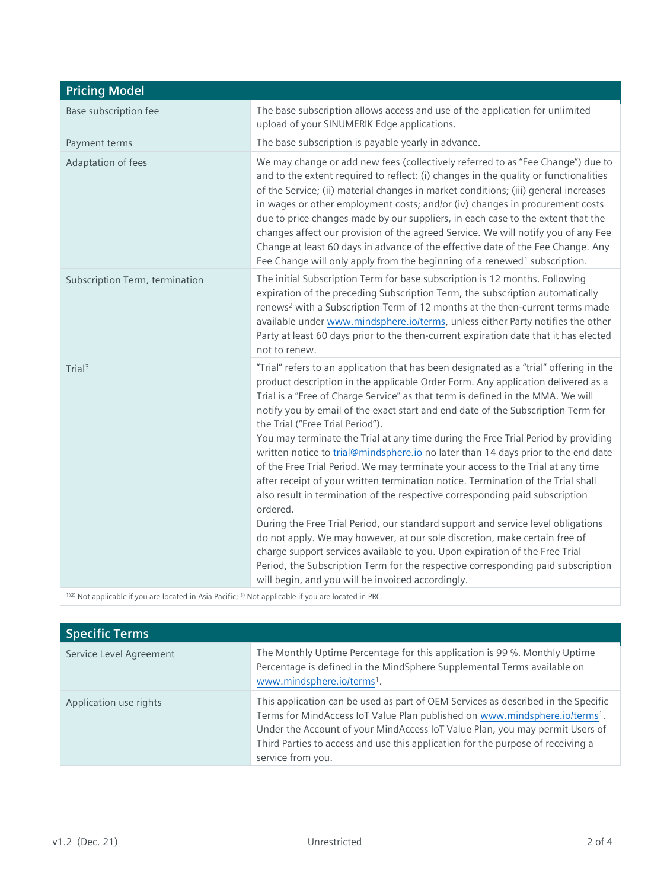| Pricing Model | |
|---|---|
| Base subscription fee | The base subscription allows access and use of the application for unlimited upload of your SINUMERIK Edge applications. |
| Payment terms | The base subscription is payable yearly in advance. |
| Adaptation of fees | We may change or add new fees (collectively referred to as "Fee Change") due to and to the extent required to reflect: (i) changes in the quality or functionalities of the Service; (ii) material changes in market conditions; (iii) general increases in wages or other employment costs; and/or (iv) changes in procurement costs due to price changes made by our suppliers, in each case to the extent that the changes affect our provision of the agreed Service. We will notify you of any Fee Change at least 60 days in advance of the effective date of the Fee Change. Any Fee Change will only apply from the beginning of a renewed[1] subscription. |
| Subscription Term, termination | The initial Subscription Term for base subscription is 12 months. Following expiration of the preceding Subscription Term, the subscription automatically renews[2] with a Subscription Term of 12 months at the then-current terms made available under www.mindsphere.io/terms, unless either Party notifies the other Party at least 60 days prior to the then-current expiration date that it has elected not to renew. |
| Trial[3] | "Trial" refers to an application that has been designated as a "trial" offering in the product description in the applicable Order Form. Any application delivered as a Trial is a "Free of Charge Service" as that term is defined in the MMA. We will notify you by email of the exact start and end date of the Subscription Term for the Trial ("Free Trial Period").<br>You may terminate the Trial at any time during the Free Trial Period by providing written notice to trial@mindsphere.io no later than 14 days prior to the end date of the Free Trial Period. We may terminate your access to the Trial at any time after receipt of your written termination notice. Termination of the Trial shall also result in termination of the respective corresponding paid subscription ordered.<br>During the Free Trial Period, our standard support and service level obligations do not apply. We may however, at our sole discretion, make certain free of charge support services available to you. Upon expiration of the Free Trial Period, the Subscription Term for the respective corresponding paid subscription will begin, and you will be invoiced accordingly. |

[1)2)] Not applicable if you are located in Asia Pacific; [3)] Not applicable if you are located in PRC.

| Specific Terms | |
|---|---|
| Service Level Agreement | The Monthly Uptime Percentage for this application is 99 %. Monthly Uptime Percentage is defined in the MindSphere Supplemental Terms available on www.mindsphere.io/terms[1]. |
| Application use rights | This application can be used as part of OEM Services as described in the Specific Terms for MindAccess IoT Value Plan published on www.mindsphere.io/terms[1]. Under the Account of your MindAccess IoT Value Plan, you may permit Users of Third Parties to access and use this application for the purpose of receiving a service from you. |

v1.2 (Dec. 21) Unrestricted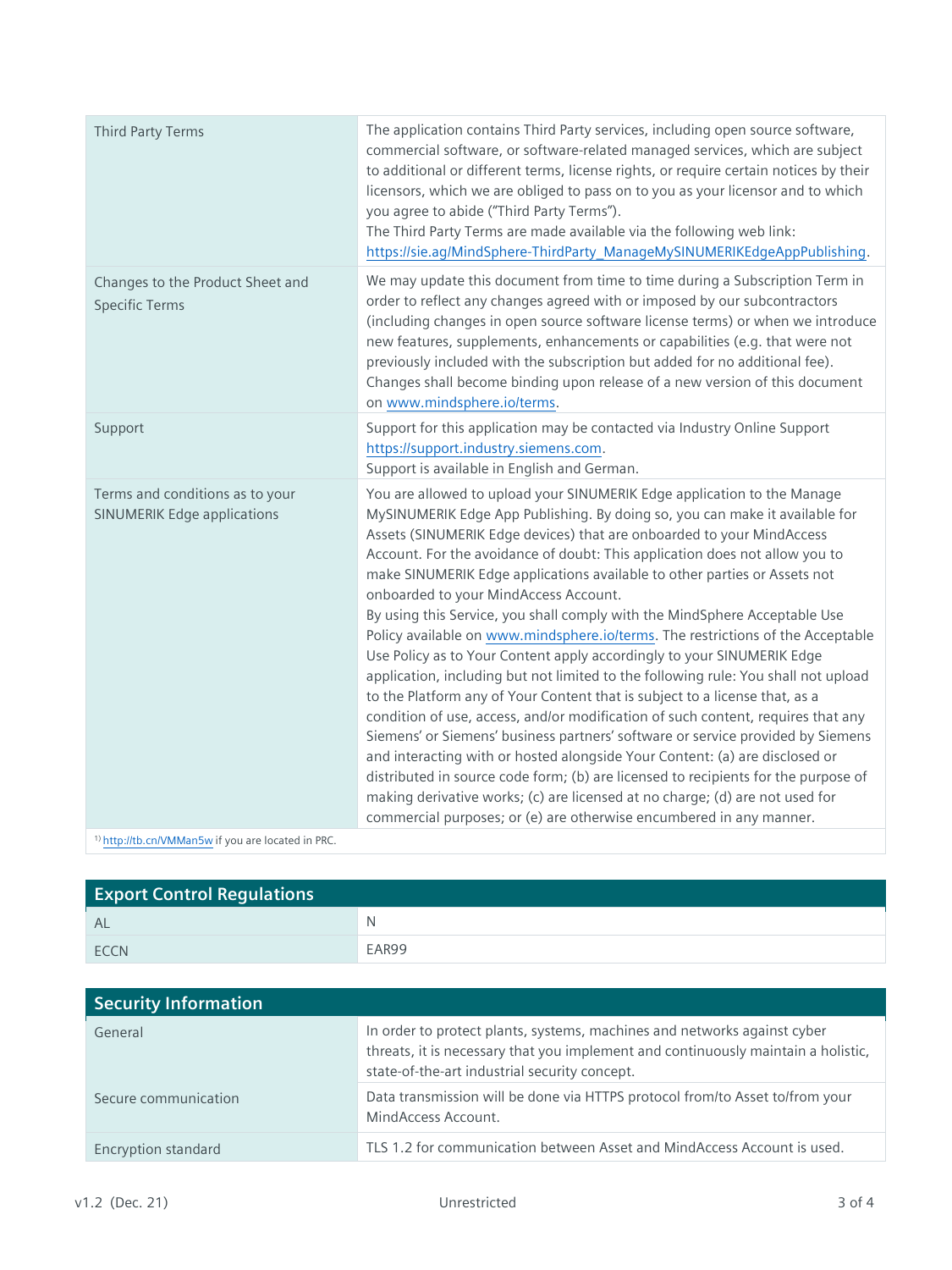| | |
|---|---|
| Third Party Terms | The application contains Third Party services, including open source software, commercial software, or software-related managed services, which are subject to additional or different terms, license rights, or require certain notices by their licensors, which we are obliged to pass on to you as your licensor and to which you agree to abide ("Third Party Terms").<br>The Third Party Terms are made available via the following web link: https://sie.ag/MindSphere-ThirdParty_ManageMySINUMERIKEdgeAppPublishing. |
| Changes to the Product Sheet and Specific Terms | We may update this document from time to time during a Subscription Term in order to reflect any changes agreed with or imposed by our subcontractors (including changes in open source software license terms) or when we introduce new features, supplements, enhancements or capabilities (e.g. that were not previously included with the subscription but added for no additional fee). Changes shall become binding upon release of a new version of this document on www.mindsphere.io/terms. |
| Support | Support for this application may be contacted via Industry Online Support https://support.industry.siemens.com.<br>Support is available in English and German. |
| Terms and conditions as to your SINUMERIK Edge applications | You are allowed to upload your SINUMERIK Edge application to the Manage MySINUMERIK Edge App Publishing. By doing so, you can make it available for Assets (SINUMERIK Edge devices) that are onboarded to your MindAccess Account. For the avoidance of doubt: This application does not allow you to make SINUMERIK Edge applications available to other parties or Assets not onboarded to your MindAccess Account.<br>By using this Service, you shall comply with the MindSphere Acceptable Use Policy available on www.mindsphere.io/terms. The restrictions of the Acceptable Use Policy as to Your Content apply accordingly to your SINUMERIK Edge application, including but not limited to the following rule: You shall not upload to the Platform any of Your Content that is subject to a license that, as a condition of use, access, and/or modification of such content, requires that any Siemens' or Siemens' business partners' software or service provided by Siemens and interacting with or hosted alongside Your Content: (a) are disclosed or distributed in source code form; (b) are licensed to recipients for the purpose of making derivative works; (c) are licensed at no charge; (d) are not used for commercial purposes; or (e) are otherwise encumbered in any manner. |

[1] http://tb.cn/VMMan5w if you are located in PRC.

## Export Control Regulations

| | |
|---|---|
| AL | N |
| ECCN | EAR99 |

## Security Information

| | |
|---|---|
| General | In order to protect plants, systems, machines and networks against cyber threats, it is necessary that you implement and continuously maintain a holistic, state-of-the-art industrial security concept. |
| Secure communication | Data transmission will be done via HTTPS protocol from/to Asset to/from your MindAccess Account. |
| Encryption standard | TLS 1.2 for communication between Asset and MindAccess Account is used. |

v1.2 (Dec. 21) Unrestricted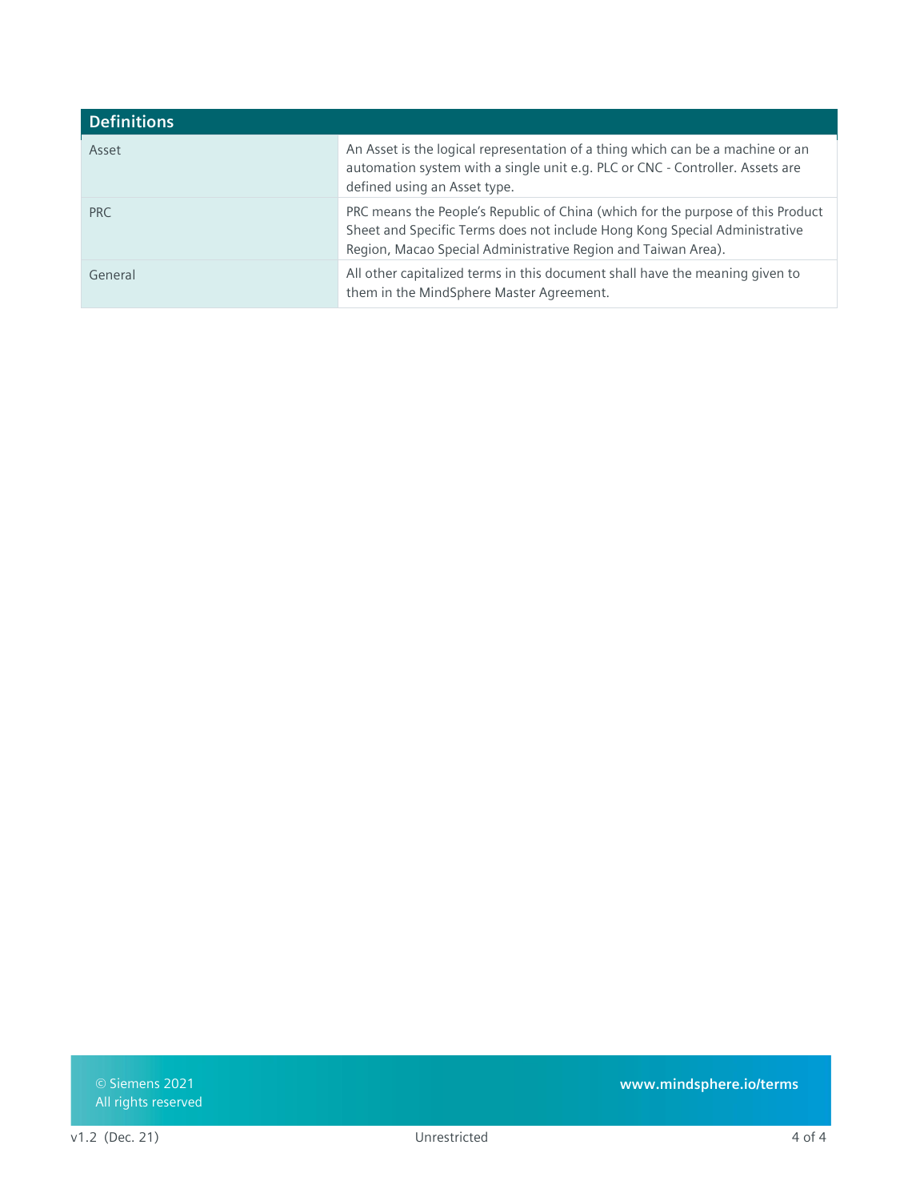| Definitions | |
|---|---|
| Asset | An Asset is the logical representation of a thing which can be a machine or an automation system with a single unit e.g. PLC or CNC - Controller. Assets are defined using an Asset type. |
| PRC | PRC means the People's Republic of China (which for the purpose of this Product Sheet and Specific Terms does not include Hong Kong Special Administrative Region, Macao Special Administrative Region and Taiwan Area). |
| General | All other capitalized terms in this document shall have the meaning given to them in the MindSphere Master Agreement. |

© Siemens 2021
All rights reserved

www.mindsphere.io/terms

v1.2 (Dec. 21)

Unrestricted